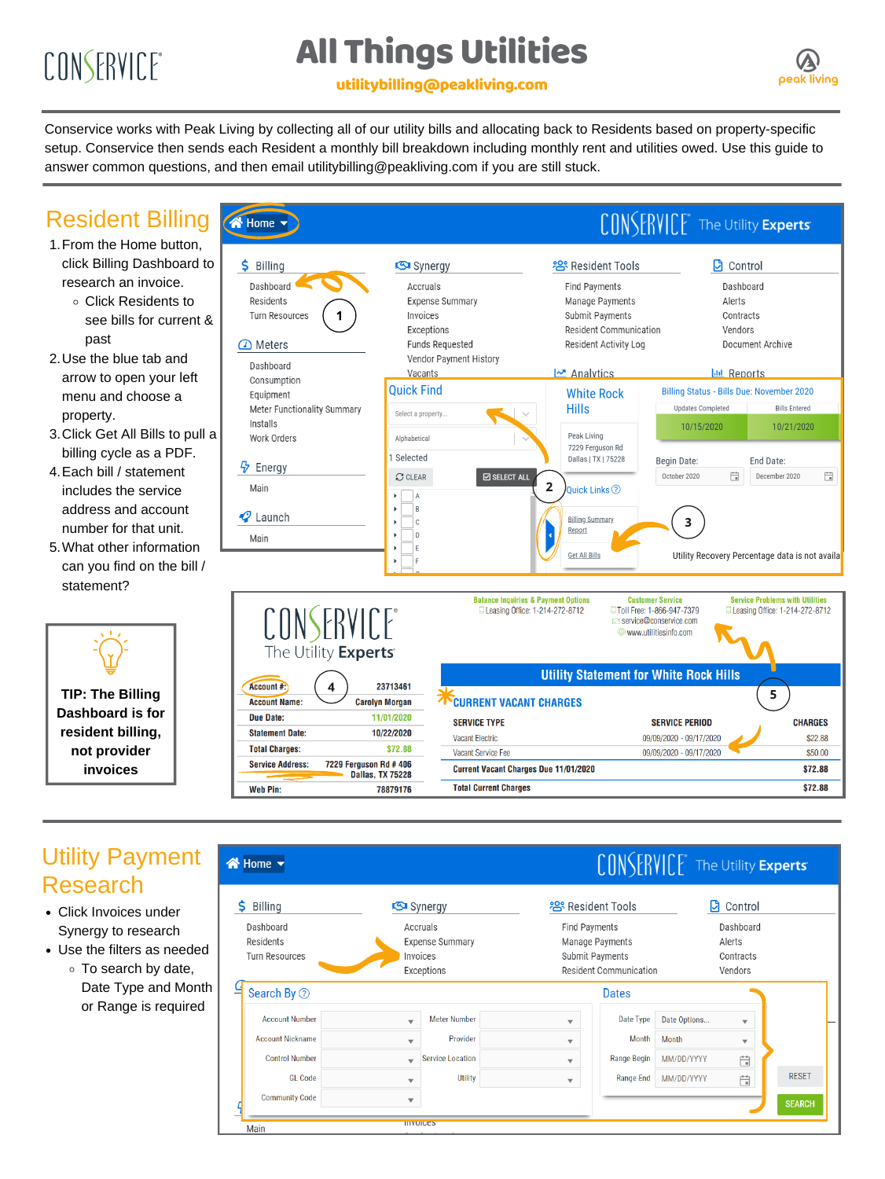# All Things Utilities

**utilitybilling@peakliving.com**

CONSERVICE — peak living

Conservice works with Peak Living by collecting all of our utility bills and allocating back to Residents based on property-specific setup. Conservice then sends each Resident a monthly bill breakdown including monthly rent and utilities owed. Use this guide to answer common questions, and then email utilitybilling@peakliving.com if you are still stuck.

## Resident Billing

1. From the Home button, click Billing Dashboard to research an invoice.
   - Click Residents to see bills for current & past
2. Use the blue tab and arrow to open your left menu and choose a property.
3. Click Get All Bills to pull a billing cycle as a PDF.
4. Each bill / statement includes the service address and account number for that unit.
5. What other information can you find on the bill / statement?

**TIP: The Billing Dashboard is for resident billing, not provider invoices**

## Utility Payment Research

- Click Invoices under Synergy to research
- Use the filters as needed
  - To search by date, Date Type and Month or Range is required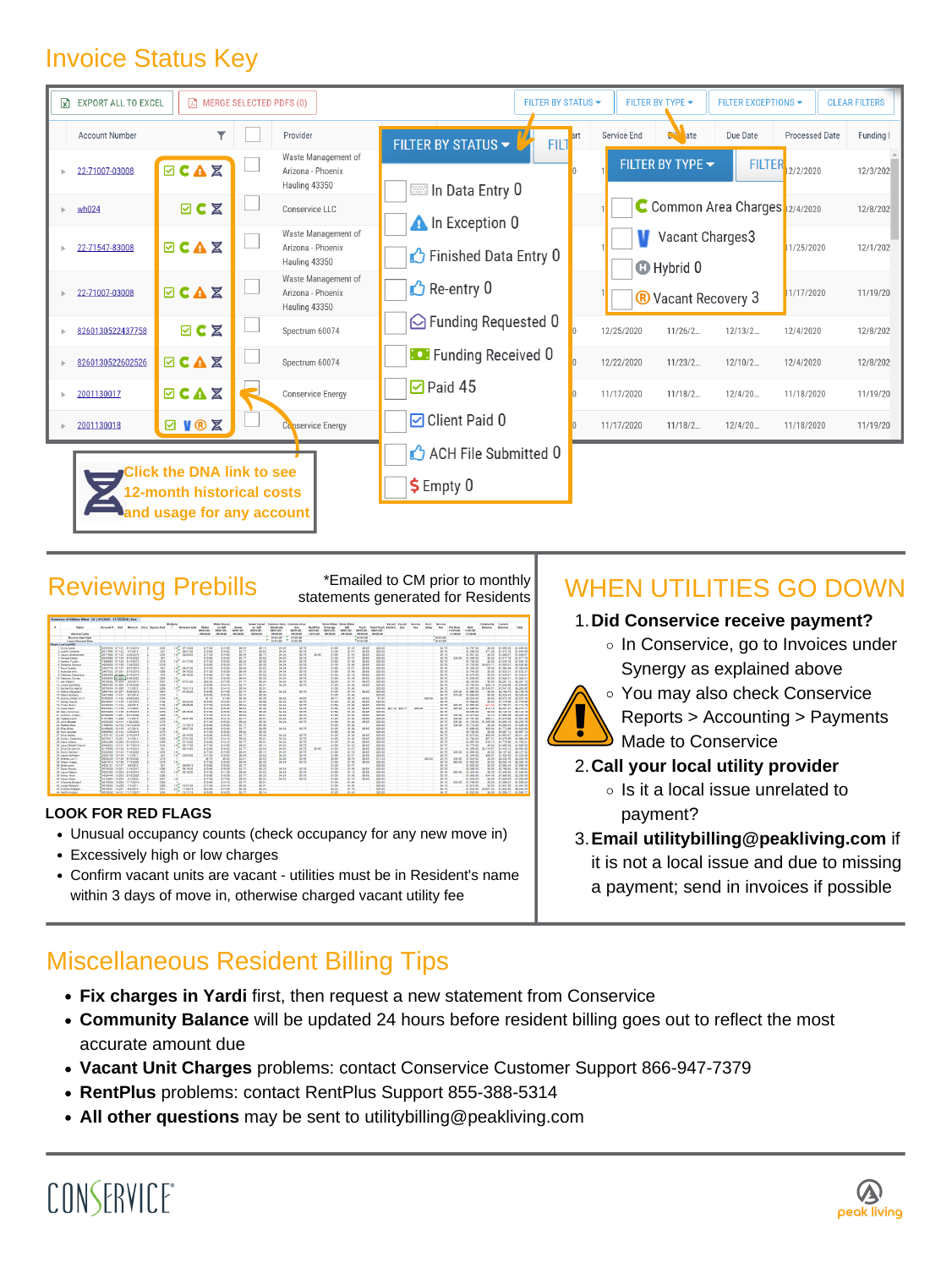# Invoice Status Key

EXPORT ALL TO EXCEL | MERGE SELECTED PDFS (0) | FILTER BY STATUS | FILTER BY TYPE | FILTER EXCEPTIONS | CLEAR FILTERS

Account Number | Provider | Service End | Due Date | Processed Date | Funding

**FILTER BY STATUS**

- In Data Entry 0
- In Exception 0
- Finished Data Entry 0
- Re-entry 0
- Funding Requested 0
- Funding Received 0
- Paid 45
- Client Paid 0
- ACH File Submitted 0
- Empty 0

**FILTER BY TYPE**

- Common Area Charges
- Vacant Charges3
- Hybrid 0
- Vacant Recovery 3

Click the DNA link to see 12-month historical costs and usage for any account

## Reviewing Prebills

*Emailed to CM prior to monthly statements generated for Residents

**LOOK FOR RED FLAGS**

- Unusual occupancy counts (check occupancy for any new move in)
- Excessively high or low charges
- Confirm vacant units are vacant - utilities must be in Resident's name within 3 days of move in, otherwise charged vacant utility fee

## WHEN UTILITIES GO DOWN

1. **Did Conservice receive payment?**
   - In Conservice, go to Invoices under Synergy as explained above
   - You may also check Conservice Reports > Accounting > Payments Made to Conservice
2. **Call your local utility provider**
   - Is it a local issue unrelated to payment?
3. **Email utilitybilling@peakliving.com** if it is not a local issue and due to missing a payment; send in invoices if possible

## Miscellaneous Resident Billing Tips

- **Fix charges in Yardi** first, then request a new statement from Conservice
- **Community Balance** will be updated 24 hours before resident billing goes out to reflect the most accurate amount due
- **Vacant Unit Charges** problems: contact Conservice Customer Support 866-947-7379
- **RentPlus** problems: contact RentPlus Support 855-388-5314
- **All other questions** may be sent to utilitybilling@peakliving.com

CONSERVICE

peak living